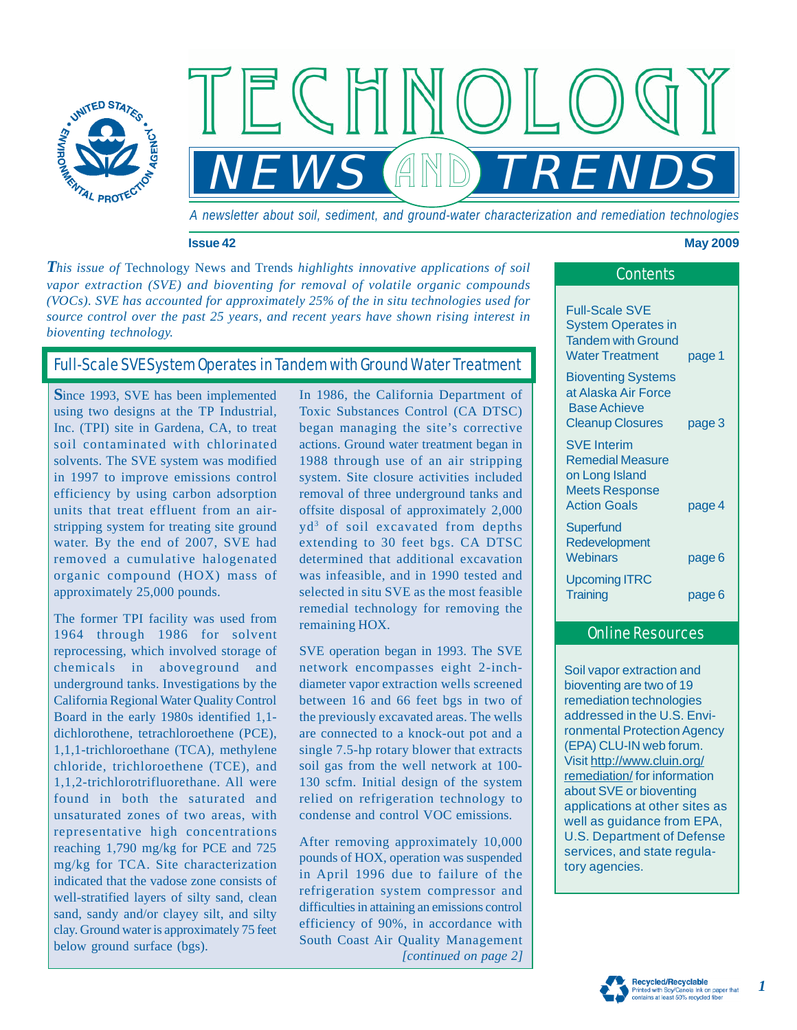# Technology News and Trends

*A newsletter about soil, sediment, and ground-water characterization and remediation technologies*

**Issue 42** **May 2009**

*This issue of* Technology News and Trends *highlights innovative applications of soil vapor extraction (SVE) and bioventing for removal of volatile organic compounds (VOCs). SVE has accounted for approximately 25% of the in situ technologies used for source control over the past 25 years, and recent years have shown rising interest in bioventing technology.*

## Full-Scale SVE System Operates in Tandem with Ground Water Treatment

Since 1993, SVE has been implemented using two designs at the TP Industrial, Inc. (TPI) site in Gardena, CA, to treat soil contaminated with chlorinated solvents. The SVE system was modified in 1997 to improve emissions control efficiency by using carbon adsorption units that treat effluent from an air-stripping system for treating site ground water. By the end of 2007, SVE had removed a cumulative halogenated organic compound (HOX) mass of approximately 25,000 pounds.

The former TPI facility was used from 1964 through 1986 for solvent reprocessing, which involved storage of chemicals in aboveground and underground tanks. Investigations by the California Regional Water Quality Control Board in the early 1980s identified 1,1-dichlorothene, tetrachloroethene (PCE), 1,1,1-trichloroethane (TCA), methylene chloride, trichloroethene (TCE), and 1,1,2-trichlorotrifluorethane. All were found in both the saturated and unsaturated zones of two areas, with representative high concentrations reaching 1,790 mg/kg for PCE and 725 mg/kg for TCA. Site characterization indicated that the vadose zone consists of well-stratified layers of silty sand, clean sand, sandy and/or clayey silt, and silty clay. Ground water is approximately 75 feet below ground surface (bgs).

In 1986, the California Department of Toxic Substances Control (CA DTSC) began managing the site's corrective actions. Ground water treatment began in 1988 through use of an air stripping system. Site closure activities included removal of three underground tanks and offsite disposal of approximately 2,000 $yd^3$ of soil excavated from depths extending to 30 feet bgs. CA DTSC determined that additional excavation was infeasible, and in 1990 tested and selected in situ SVE as the most feasible remedial technology for removing the remaining HOX.

SVE operation began in 1993. The SVE network encompasses eight 2-inch-diameter vapor extraction wells screened between 16 and 66 feet bgs in two of the previously excavated areas. The wells are connected to a knock-out pot and a single 7.5-hp rotary blower that extracts soil gas from the well network at 100-130 scfm. Initial design of the system relied on refrigeration technology to condense and control VOC emissions.

After removing approximately 10,000 pounds of HOX, operation was suspended in April 1996 due to failure of the refrigeration system compressor and difficulties in attaining an emissions control efficiency of 90%, in accordance with South Coast Air Quality Management

*[continued on page 2]*

## Contents

- Full-Scale SVE System Operates in Tandem with Ground Water Treatment — page 1
- Bioventing Systems at Alaska Air Force Base Achieve Cleanup Closures — page 3
- SVE Interim Remedial Measure on Long Island Meets Response Action Goals — page 4
- Superfund Redevelopment Webinars — page 6
- Upcoming ITRC Training — page 6

## Online Resources

Soil vapor extraction and bioventing are two of 19 remediation technologies addressed in the U.S. Environmental Protection Agency (EPA) CLU-IN web forum. Visit http://www.cluin.org/remediation/ for information about SVE or bioventing applications at other sites as well as guidance from EPA, U.S. Department of Defense services, and state regulatory agencies.

Recycled/Recyclable
Printed with Soy/Canola Ink on paper that contains at least 50% recycled fiber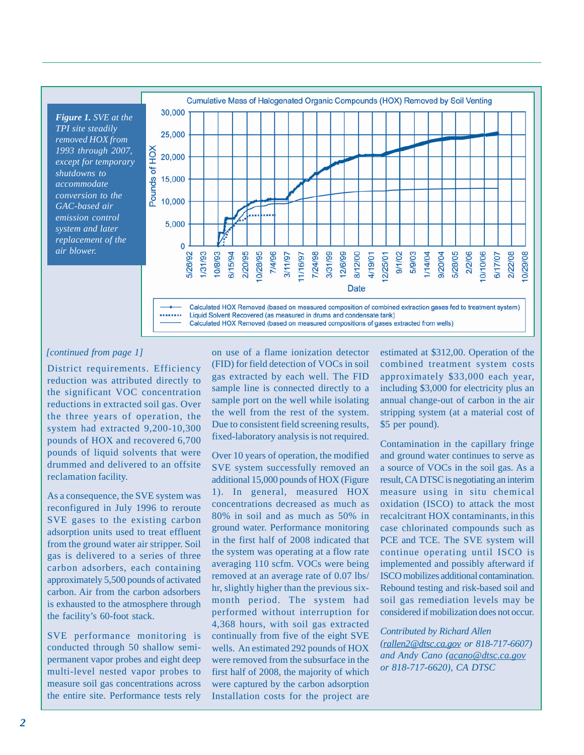*Figure 1. SVE at the TPI site steadily removed HOX from 1993 through 2007, except for temporary shutdowns to accommodate conversion to the GAC-based air emission control system and later replacement of the air blower.*

Cumulative Mass of Halogenated Organic Compounds (HOX) Removed by Soil Venting

- Calculated HOX Removed (based on measured composition of combined extraction gases fed to treatment system)
- Liquid Solvent Recovered (as measured in drums and condensate tank)
- Calculated HOX Removed (based on measured compositions of gases extracted from wells)

*[continued from page 1]*

District requirements. Efficiency reduction was attributed directly to the significant VOC concentration reductions in extracted soil gas. Over the three years of operation, the system had extracted 9,200-10,300 pounds of HOX and recovered 6,700 pounds of liquid solvents that were drummed and delivered to an offsite reclamation facility.

As a consequence, the SVE system was reconfigured in July 1996 to reroute SVE gases to the existing carbon adsorption units used to treat effluent from the ground water air stripper. Soil gas is delivered to a series of three carbon adsorbers, each containing approximately 5,500 pounds of activated carbon. Air from the carbon adsorbers is exhausted to the atmosphere through the facility's 60-foot stack.

SVE performance monitoring is conducted through 50 shallow semi-permanent vapor probes and eight deep multi-level nested vapor probes to measure soil gas concentrations across the entire site. Performance tests rely on use of a flame ionization detector (FID) for field detection of VOCs in soil gas extracted by each well. The FID sample line is connected directly to a sample port on the well while isolating the well from the rest of the system. Due to consistent field screening results, fixed-laboratory analysis is not required.

Over 10 years of operation, the modified SVE system successfully removed an additional 15,000 pounds of HOX (Figure 1). In general, measured HOX concentrations decreased as much as 80% in soil and as much as 50% in ground water. Performance monitoring in the first half of 2008 indicated that the system was operating at a flow rate averaging 110 scfm. VOCs were being removed at an average rate of 0.07 lbs/hr, slightly higher than the previous six-month period. The system had performed without interruption for 4,368 hours, with soil gas extracted continually from five of the eight SVE wells. An estimated 292 pounds of HOX were removed from the subsurface in the first half of 2008, the majority of which were captured by the carbon adsorption Installation costs for the project are estimated at $312,00. Operation of the combined treatment system costs approximately $33,000 each year, including $3,000 for electricity plus an annual change-out of carbon in the air stripping system (at a material cost of $5 per pound).

Contamination in the capillary fringe and ground water continues to serve as a source of VOCs in the soil gas. As a result, CA DTSC is negotiating an interim measure using in situ chemical oxidation (ISCO) to attack the most recalcitrant HOX contaminants, in this case chlorinated compounds such as PCE and TCE. The SVE system will continue operating until ISCO is implemented and possibly afterward if ISCO mobilizes additional contamination. Rebound testing and risk-based soil and soil gas remediation levels may be considered if mobilization does not occur.

*Contributed by Richard Allen (rallen2@dtsc.ca.gov or 818-717-6607) and Andy Cano (acano@dtsc.ca.gov or 818-717-6620), CA DTSC*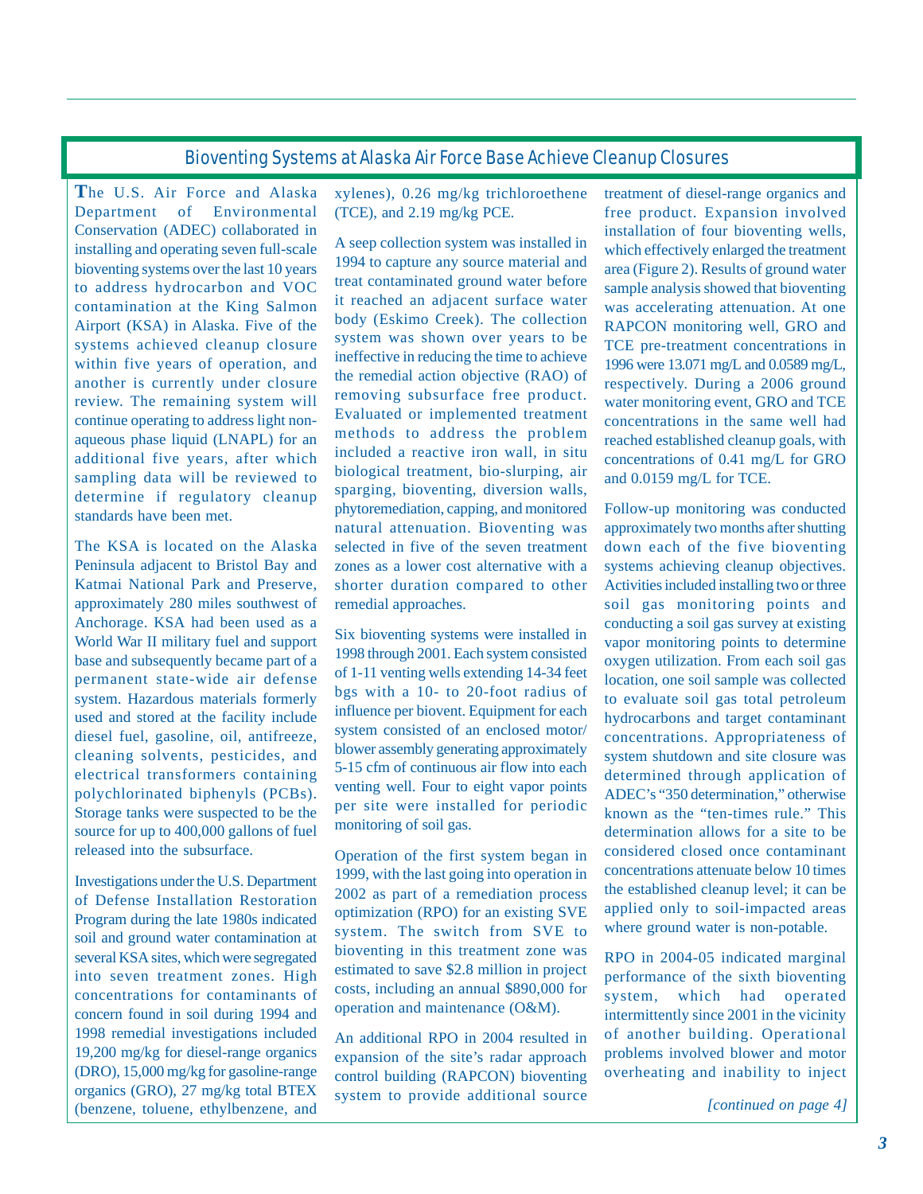## Bioventing Systems at Alaska Air Force Base Achieve Cleanup Closures

The U.S. Air Force and Alaska Department of Environmental Conservation (ADEC) collaborated in installing and operating seven full-scale bioventing systems over the last 10 years to address hydrocarbon and VOC contamination at the King Salmon Airport (KSA) in Alaska. Five of the systems achieved cleanup closure within five years of operation, and another is currently under closure review. The remaining system will continue operating to address light non-aqueous phase liquid (LNAPL) for an additional five years, after which sampling data will be reviewed to determine if regulatory cleanup standards have been met.

The KSA is located on the Alaska Peninsula adjacent to Bristol Bay and Katmai National Park and Preserve, approximately 280 miles southwest of Anchorage. KSA had been used as a World War II military fuel and support base and subsequently became part of a permanent state-wide air defense system. Hazardous materials formerly used and stored at the facility include diesel fuel, gasoline, oil, antifreeze, cleaning solvents, pesticides, and electrical transformers containing polychlorinated biphenyls (PCBs). Storage tanks were suspected to be the source for up to 400,000 gallons of fuel released into the subsurface.

Investigations under the U.S. Department of Defense Installation Restoration Program during the late 1980s indicated soil and ground water contamination at several KSA sites, which were segregated into seven treatment zones. High concentrations for contaminants of concern found in soil during 1994 and 1998 remedial investigations included 19,200 mg/kg for diesel-range organics (DRO), 15,000 mg/kg for gasoline-range organics (GRO), 27 mg/kg total BTEX (benzene, toluene, ethylbenzene, and xylenes), 0.26 mg/kg trichloroethene (TCE), and 2.19 mg/kg PCE.

A seep collection system was installed in 1994 to capture any source material and treat contaminated ground water before it reached an adjacent surface water body (Eskimo Creek). The collection system was shown over years to be ineffective in reducing the time to achieve the remedial action objective (RAO) of removing subsurface free product. Evaluated or implemented treatment methods to address the problem included a reactive iron wall, in situ biological treatment, bio-slurping, air sparging, bioventing, diversion walls, phytoremediation, capping, and monitored natural attenuation. Bioventing was selected in five of the seven treatment zones as a lower cost alternative with a shorter duration compared to other remedial approaches.

Six bioventing systems were installed in 1998 through 2001. Each system consisted of 1-11 venting wells extending 14-34 feet bgs with a 10- to 20-foot radius of influence per biovent. Equipment for each system consisted of an enclosed motor/blower assembly generating approximately 5-15 cfm of continuous air flow into each venting well. Four to eight vapor points per site were installed for periodic monitoring of soil gas.

Operation of the first system began in 1999, with the last going into operation in 2002 as part of a remediation process optimization (RPO) for an existing SVE system. The switch from SVE to bioventing in this treatment zone was estimated to save $2.8 million in project costs, including an annual $890,000 for operation and maintenance (O&M).

An additional RPO in 2004 resulted in expansion of the site's radar approach control building (RAPCON) bioventing system to provide additional source treatment of diesel-range organics and free product. Expansion involved installation of four bioventing wells, which effectively enlarged the treatment area (Figure 2). Results of ground water sample analysis showed that bioventing was accelerating attenuation. At one RAPCON monitoring well, GRO and TCE pre-treatment concentrations in 1996 were 13.071 mg/L and 0.0589 mg/L, respectively. During a 2006 ground water monitoring event, GRO and TCE concentrations in the same well had reached established cleanup goals, with concentrations of 0.41 mg/L for GRO and 0.0159 mg/L for TCE.

Follow-up monitoring was conducted approximately two months after shutting down each of the five bioventing systems achieving cleanup objectives. Activities included installing two or three soil gas monitoring points and conducting a soil gas survey at existing vapor monitoring points to determine oxygen utilization. From each soil gas location, one soil sample was collected to evaluate soil gas total petroleum hydrocarbons and target contaminant concentrations. Appropriateness of system shutdown and site closure was determined through application of ADEC's "350 determination," otherwise known as the "ten-times rule." This determination allows for a site to be considered closed once contaminant concentrations attenuate below 10 times the established cleanup level; it can be applied only to soil-impacted areas where ground water is non-potable.

RPO in 2004-05 indicated marginal performance of the sixth bioventing system, which had operated intermittently since 2001 in the vicinity of another building. Operational problems involved blower and motor overheating and inability to inject

*[continued on page 4]*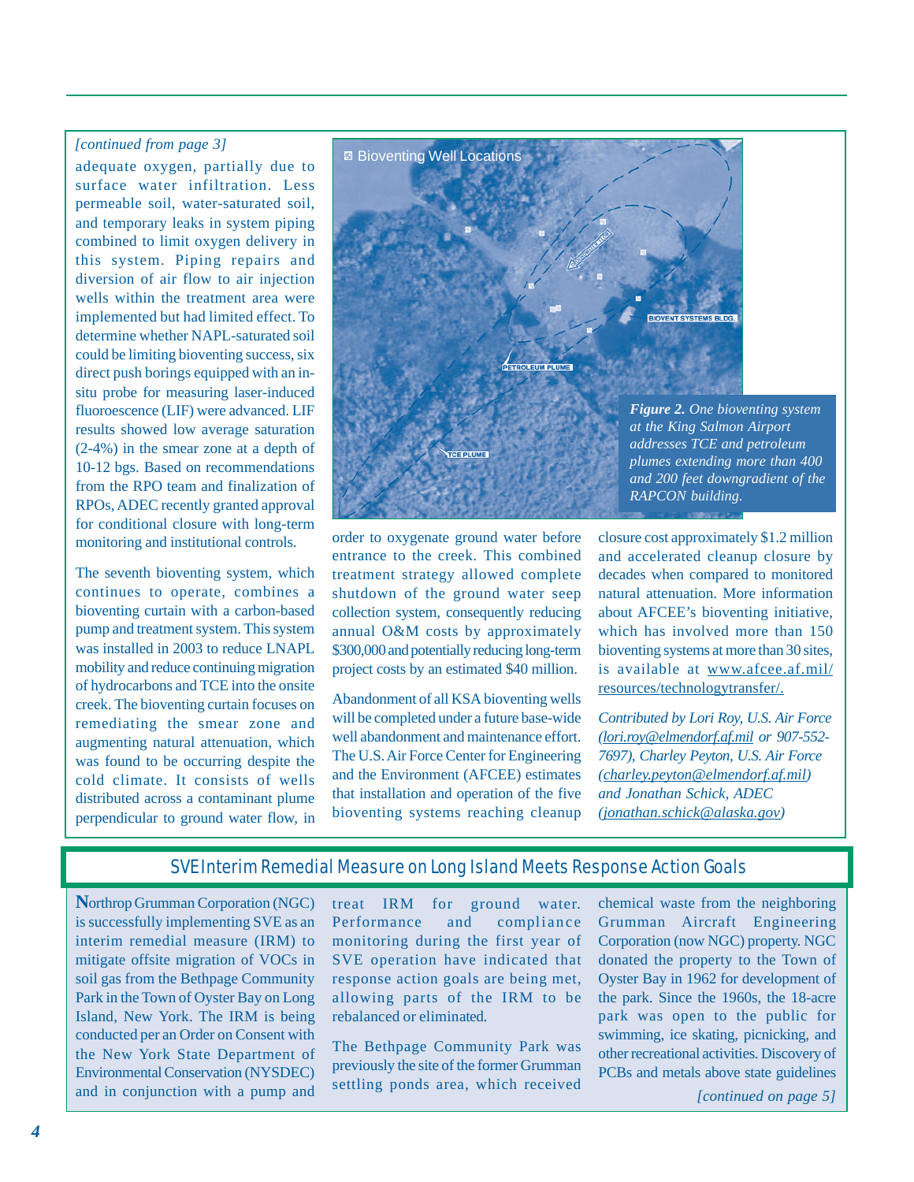*[continued from page 3]*

adequate oxygen, partially due to surface water infiltration. Less permeable soil, water-saturated soil, and temporary leaks in system piping combined to limit oxygen delivery in this system. Piping repairs and diversion of air flow to air injection wells within the treatment area were implemented but had limited effect. To determine whether NAPL-saturated soil could be limiting bioventing success, six direct push borings equipped with an in-situ probe for measuring laser-induced fluoroescence (LIF) were advanced. LIF results showed low average saturation (2-4%) in the smear zone at a depth of 10-12 bgs. Based on recommendations from the RPO team and finalization of RPOs, ADEC recently granted approval for conditional closure with long-term monitoring and institutional controls.

The seventh bioventing system, which continues to operate, combines a bioventing curtain with a carbon-based pump and treatment system. This system was installed in 2003 to reduce LNAPL mobility and reduce continuing migration of hydrocarbons and TCE into the onsite creek. The bioventing curtain focuses on remediating the smear zone and augmenting natural attenuation, which was found to be occurring despite the cold climate. It consists of wells distributed across a contaminant plume perpendicular to ground water flow, in order to oxygenate ground water before entrance to the creek. This combined treatment strategy allowed complete shutdown of the ground water seep collection system, consequently reducing annual O&M costs by approximately $300,000 and potentially reducing long-term project costs by an estimated $40 million.

Abandonment of all KSA bioventing wells will be completed under a future base-wide well abandonment and maintenance effort. The U.S. Air Force Center for Engineering and the Environment (AFCEE) estimates that installation and operation of the five bioventing systems reaching cleanup closure cost approximately $1.2 million and accelerated cleanup closure by decades when compared to monitored natural attenuation. More information about AFCEE's bioventing initiative, which has involved more than 150 bioventing systems at more than 30 sites, is available at www.afcee.af.mil/resources/technologytransfer/.

*Contributed by Lori Roy, U.S. Air Force (lori.roy@elmendorf.af.mil or 907-552-7697), Charley Peyton, U.S. Air Force (charley.peyton@elmendorf.af.mil) and Jonathan Schick, ADEC (jonathan.schick@alaska.gov)*

***Figure 2.*** *One bioventing system at the King Salmon Airport addresses TCE and petroleum plumes extending more than 400 and 200 feet downgradient of the RAPCON building.*

## SVE Interim Remedial Measure on Long Island Meets Response Action Goals

Northrop Grumman Corporation (NGC) is successfully implementing SVE as an interim remedial measure (IRM) to mitigate offsite migration of VOCs in soil gas from the Bethpage Community Park in the Town of Oyster Bay on Long Island, New York. The IRM is being conducted per an Order on Consent with the New York State Department of Environmental Conservation (NYSDEC) and in conjunction with a pump and treat IRM for ground water. Performance and compliance monitoring during the first year of SVE operation have indicated that response action goals are being met, allowing parts of the IRM to be rebalanced or eliminated.

The Bethpage Community Park was previously the site of the former Grumman settling ponds area, which received chemical waste from the neighboring Grumman Aircraft Engineering Corporation (now NGC) property. NGC donated the property to the Town of Oyster Bay in 1962 for development of the park. Since the 1960s, the 18-acre park was open to the public for swimming, ice skating, picnicking, and other recreational activities. Discovery of PCBs and metals above state guidelines

*[continued on page 5]*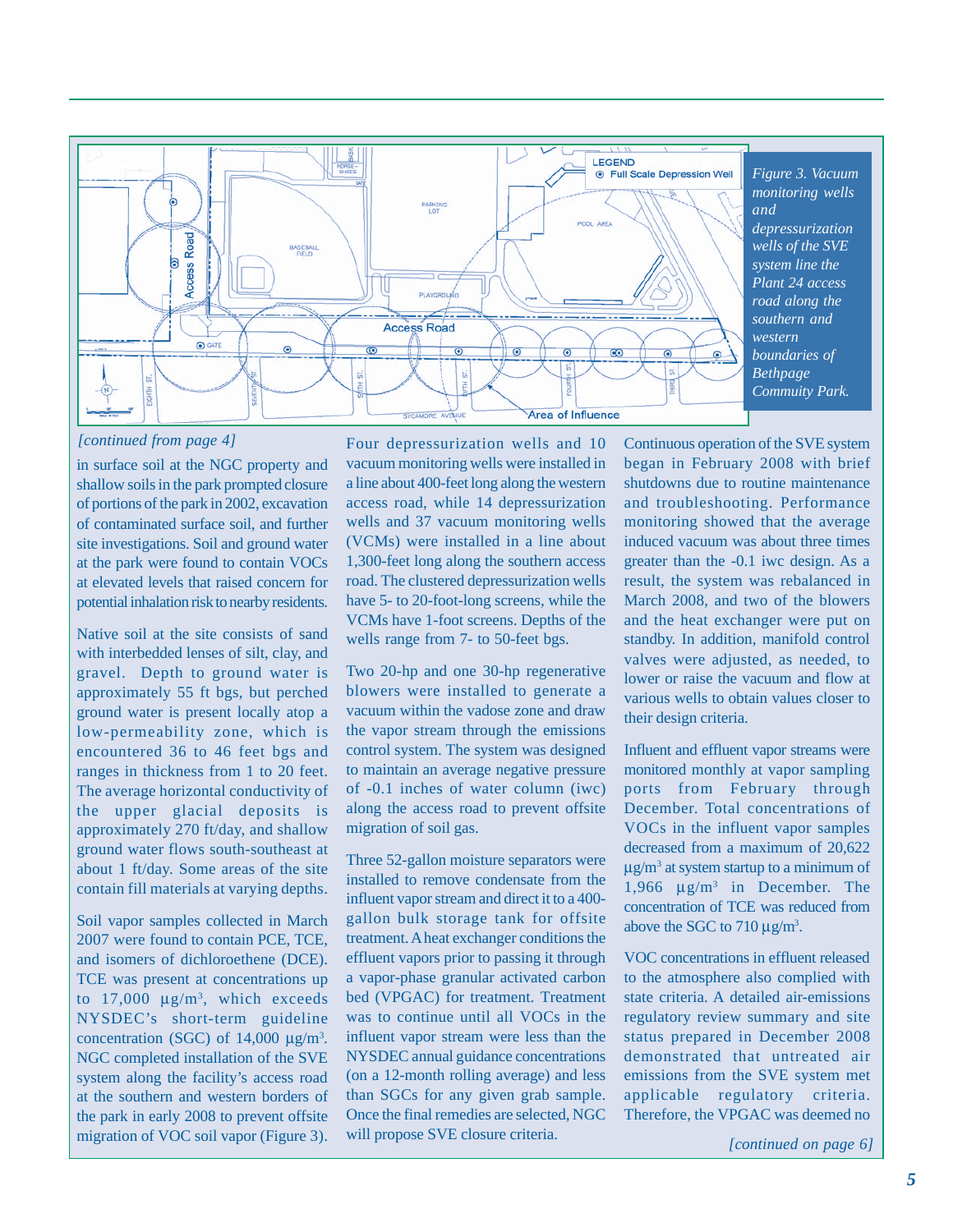*Figure 3. Vacuum monitoring wells and depressurization wells of the SVE system line the Plant 24 access road along the southern and western boundaries of Bethpage Commuity Park.*

*[continued from page 4]*

in surface soil at the NGC property and shallow soils in the park prompted closure of portions of the park in 2002, excavation of contaminated surface soil, and further site investigations. Soil and ground water at the park were found to contain VOCs at elevated levels that raised concern for potential inhalation risk to nearby residents.

Native soil at the site consists of sand with interbedded lenses of silt, clay, and gravel. Depth to ground water is approximately 55 ft bgs, but perched ground water is present locally atop a low-permeability zone, which is encountered 36 to 46 feet bgs and ranges in thickness from 1 to 20 feet. The average horizontal conductivity of the upper glacial deposits is approximately 270 ft/day, and shallow ground water flows south-southeast at about 1 ft/day. Some areas of the site contain fill materials at varying depths.

Soil vapor samples collected in March 2007 were found to contain PCE, TCE, and isomers of dichloroethene (DCE). TCE was present at concentrations up to 17,000 µg/m$^3$, which exceeds NYSDEC's short-term guideline concentration (SGC) of 14,000 µg/m$^3$. NGC completed installation of the SVE system along the facility's access road at the southern and western borders of the park in early 2008 to prevent offsite migration of VOC soil vapor (Figure 3).

Four depressurization wells and 10 vacuum monitoring wells were installed in a line about 400-feet long along the western access road, while 14 depressurization wells and 37 vacuum monitoring wells (VCMs) were installed in a line about 1,300-feet long along the southern access road. The clustered depressurization wells have 5- to 20-foot-long screens, while the VCMs have 1-foot screens. Depths of the wells range from 7- to 50-feet bgs.

Two 20-hp and one 30-hp regenerative blowers were installed to generate a vacuum within the vadose zone and draw the vapor stream through the emissions control system. The system was designed to maintain an average negative pressure of -0.1 inches of water column (iwc) along the access road to prevent offsite migration of soil gas.

Three 52-gallon moisture separators were installed to remove condensate from the influent vapor stream and direct it to a 400-gallon bulk storage tank for offsite treatment. A heat exchanger conditions the effluent vapors prior to passing it through a vapor-phase granular activated carbon bed (VPGAC) for treatment. Treatment was to continue until all VOCs in the influent vapor stream were less than the NYSDEC annual guidance concentrations (on a 12-month rolling average) and less than SGCs for any given grab sample. Once the final remedies are selected, NGC will propose SVE closure criteria.

Continuous operation of the SVE system began in February 2008 with brief shutdowns due to routine maintenance and troubleshooting. Performance monitoring showed that the average induced vacuum was about three times greater than the -0.1 iwc design. As a result, the system was rebalanced in March 2008, and two of the blowers and the heat exchanger were put on standby. In addition, manifold control valves were adjusted, as needed, to lower or raise the vacuum and flow at various wells to obtain values closer to their design criteria.

Influent and effluent vapor streams were monitored monthly at vapor sampling ports from February through December. Total concentrations of VOCs in the influent vapor samples decreased from a maximum of 20,622 µg/m$^3$ at system startup to a minimum of 1,966 µg/m$^3$ in December. The concentration of TCE was reduced from above the SGC to 710 µg/m$^3$.

VOC concentrations in effluent released to the atmosphere also complied with state criteria. A detailed air-emissions regulatory review summary and site status prepared in December 2008 demonstrated that untreated air emissions from the SVE system met applicable regulatory criteria. Therefore, the VPGAC was deemed no

*[continued on page 6]*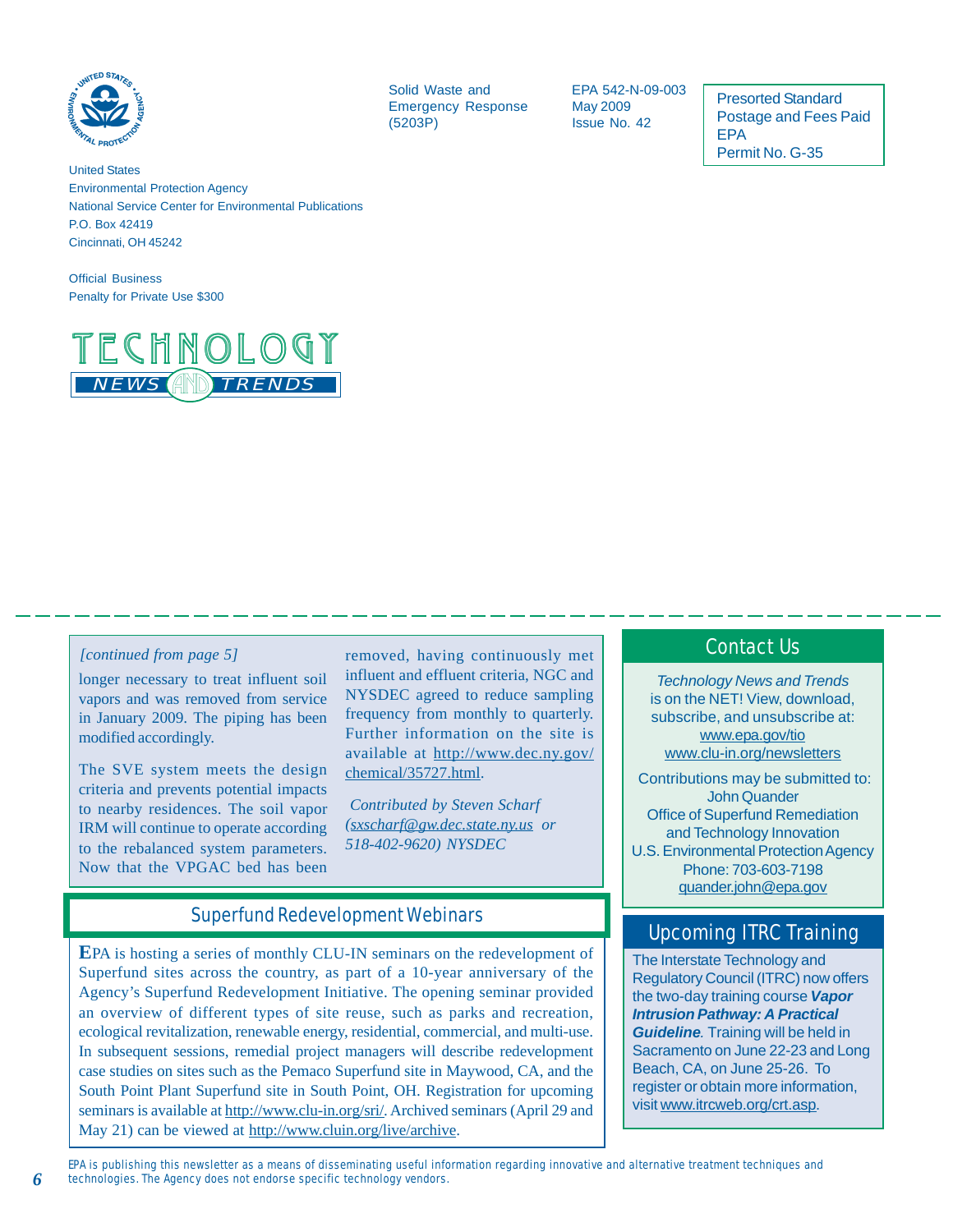United States
Environmental Protection Agency
National Service Center for Environmental Publications
P.O. Box 42419
Cincinnati, OH 45242

Official Business
Penalty for Private Use $300

Solid Waste and Emergency Response (5203P)

EPA 542-N-09-003
May 2009
Issue No. 42

Presorted Standard
Postage and Fees Paid
EPA
Permit No. G-35

# TECHNOLOGY NEWS AND TRENDS

*[continued from page 5]*

longer necessary to treat influent soil vapors and was removed from service in January 2009. The piping has been modified accordingly.

The SVE system meets the design criteria and prevents potential impacts to nearby residences. The soil vapor IRM will continue to operate according to the rebalanced system parameters. Now that the VPGAC bed has been removed, having continuously met influent and effluent criteria, NGC and NYSDEC agreed to reduce sampling frequency from monthly to quarterly. Further information on the site is available at http://www.dec.ny.gov/chemical/35727.html.

*Contributed by Steven Scharf (sxscharf@gw.dec.state.ny.us or 518-402-9620) NYSDEC*

## Superfund Redevelopment Webinars

EPA is hosting a series of monthly CLU-IN seminars on the redevelopment of Superfund sites across the country, as part of a 10-year anniversary of the Agency's Superfund Redevelopment Initiative. The opening seminar provided an overview of different types of site reuse, such as parks and recreation, ecological revitalization, renewable energy, residential, commercial, and multi-use. In subsequent sessions, remedial project managers will describe redevelopment case studies on sites such as the Pemaco Superfund site in Maywood, CA, and the South Point Plant Superfund site in South Point, OH. Registration for upcoming seminars is available at http://www.clu-in.org/sri/. Archived seminars (April 29 and May 21) can be viewed at http://www.cluin.org/live/archive.

## Contact Us

*Technology News and Trends* is on the NET! View, download, subscribe, and unsubscribe at:
www.epa.gov/tio
www.clu-in.org/newsletters

Contributions may be submitted to:
John Quander
Office of Superfund Remediation and Technology Innovation
U.S. Environmental Protection Agency
Phone: 703-603-7198
quander.john@epa.gov

## Upcoming ITRC Training

The Interstate Technology and Regulatory Council (ITRC) now offers the two-day training course ***Vapor Intrusion Pathway: A Practical Guideline***. Training will be held in Sacramento on June 22-23 and Long Beach, CA, on June 25-26. To register or obtain more information, visit www.itrcweb.org/crt.asp.

EPA is publishing this newsletter as a means of disseminating useful information regarding innovative and alternative treatment techniques and technologies. The Agency does not endorse specific technology vendors.